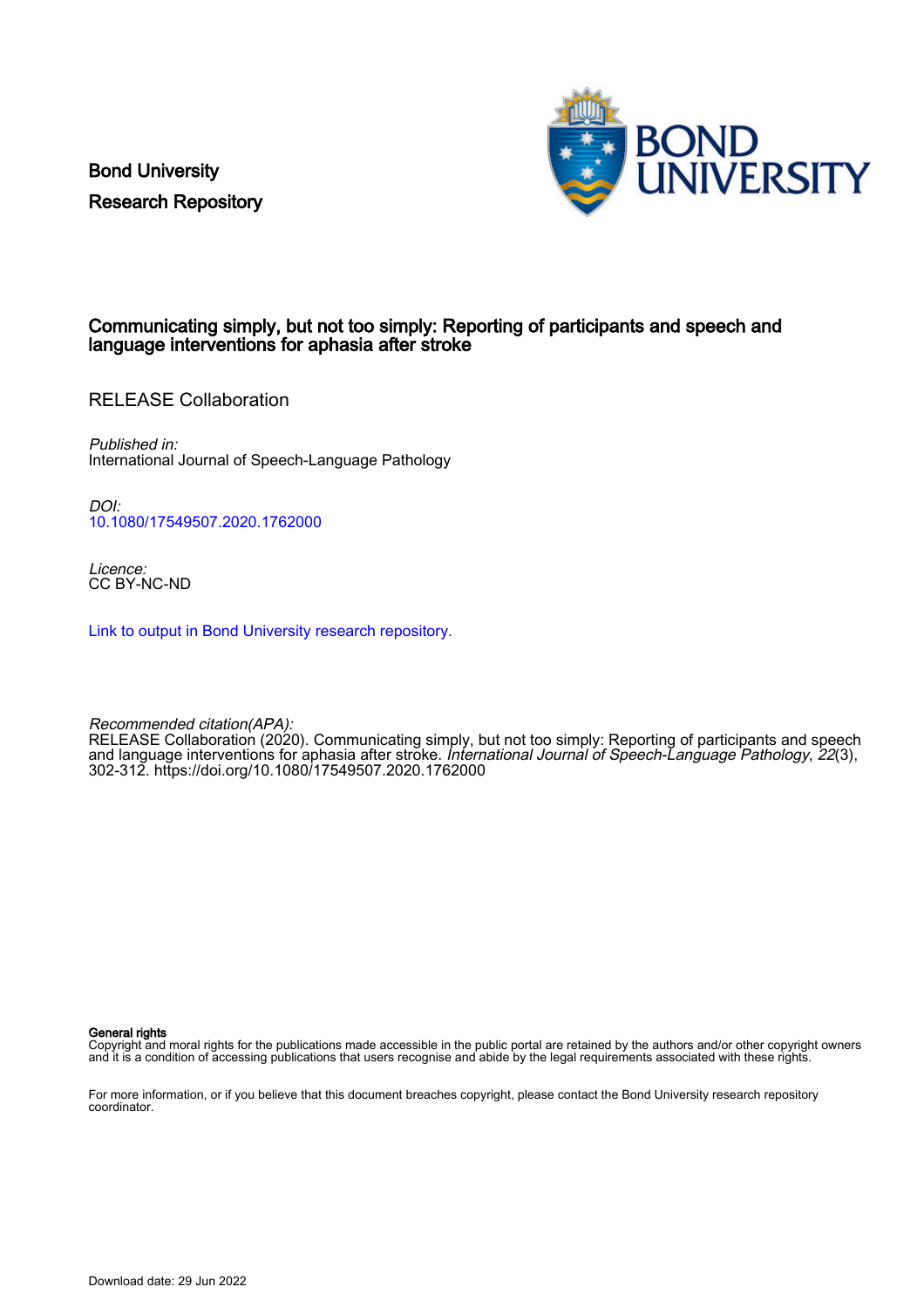Bond University
Research Repository

# Communicating simply, but not too simply: Reporting of participants and speech and language interventions for aphasia after stroke

RELEASE Collaboration

*Published in:*
International Journal of Speech-Language Pathology

*DOI:*
10.1080/17549507.2020.1762000

*Licence:*
CC BY-NC-ND

Link to output in Bond University research repository.

*Recommended citation(APA):*
RELEASE Collaboration (2020). Communicating simply, but not too simply: Reporting of participants and speech and language interventions for aphasia after stroke. *International Journal of Speech-Language Pathology*, *22*(3), 302-312. https://doi.org/10.1080/17549507.2020.1762000

**General rights**
Copyright and moral rights for the publications made accessible in the public portal are retained by the authors and/or other copyright owners and it is a condition of accessing publications that users recognise and abide by the legal requirements associated with these rights.

For more information, or if you believe that this document breaches copyright, please contact the Bond University research repository coordinator.

Download date: 29 Jun 2022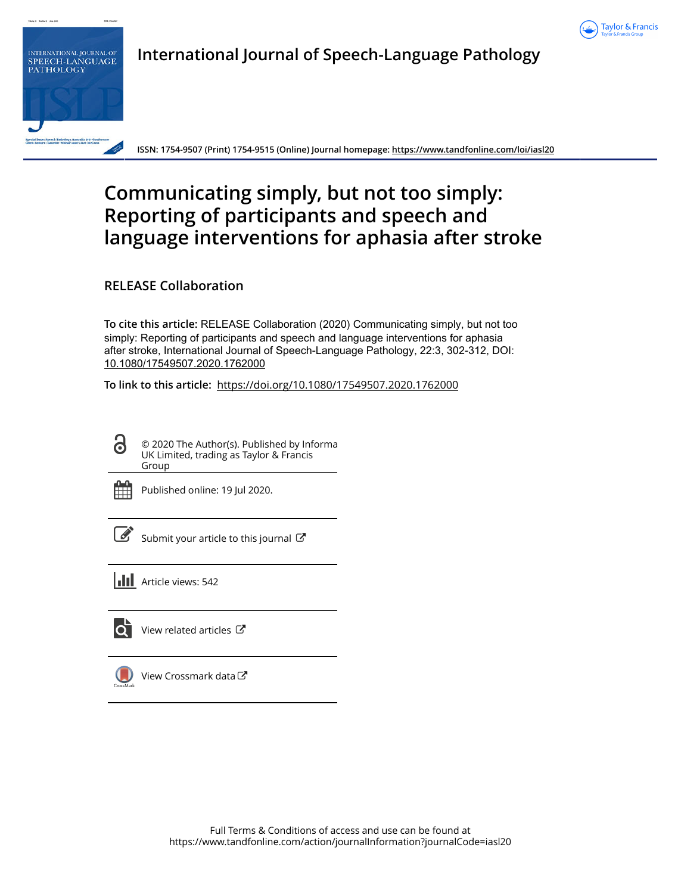International Journal of Speech-Language Pathology

ISSN: 1754-9507 (Print) 1754-9515 (Online) Journal homepage: https://www.tandfonline.com/loi/iasl20

# Communicating simply, but not too simply: Reporting of participants and speech and language interventions for aphasia after stroke

## RELEASE Collaboration

**To cite this article:** RELEASE Collaboration (2020) Communicating simply, but not too simply: Reporting of participants and speech and language interventions for aphasia after stroke, International Journal of Speech-Language Pathology, 22:3, 302-312, DOI: 10.1080/17549507.2020.1762000

**To link to this article:** https://doi.org/10.1080/17549507.2020.1762000

© 2020 The Author(s). Published by Informa UK Limited, trading as Taylor & Francis Group

Published online: 19 Jul 2020.

Submit your article to this journal

Article views: 542

View related articles

View Crossmark data

Full Terms & Conditions of access and use can be found at https://www.tandfonline.com/action/journalInformation?journalCode=iasl20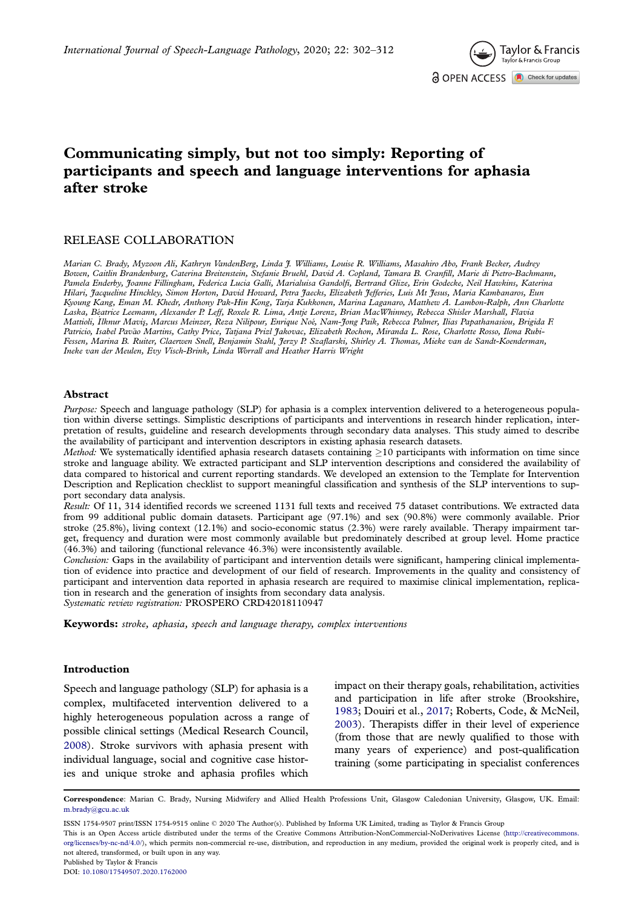# Communicating simply, but not too simply: Reporting of participants and speech and language interventions for aphasia after stroke

RELEASE COLLABORATION

*Marian C. Brady, Myzoon Ali, Kathryn VandenBerg, Linda J. Williams, Louise R. Williams, Masahiro Abo, Frank Becker, Audrey Bowen, Caitlin Brandenburg, Caterina Breitenstein, Stefanie Bruehl, David A. Copland, Tamara B. Cranfill, Marie di Pietro-Bachmann, Pamela Enderby, Joanne Fillingham, Federica Lucia Galli, Marialuisa Gandolfi, Bertrand Glize, Erin Godecke, Neil Hawkins, Katerina Hilari, Jacqueline Hinckley, Simon Horton, David Howard, Petra Jaecks, Elizabeth Jefferies, Luis Mt Jesus, Maria Kambanaros, Eun Kyoung Kang, Eman M. Khedr, Anthony Pak-Hin Kong, Tarja Kukkonen, Marina Laganaro, Matthew A. Lambon-Ralph, Ann Charlotte Laska, Béatrice Leemann, Alexander P. Leff, Roxele R. Lima, Antje Lorenz, Brian MacWhinney, Rebecca Shisler Marshall, Flavia Mattioli, İlknur Maviş, Marcus Meinzer, Reza Nilipour, Enrique Noé, Nam-Jong Paik, Rebecca Palmer, Ilias Papathanasiou, Brigida F. Patricio, Isabel Pavão Martins, Cathy Price, Tatjana Prizl Jakovac, Elizabeth Rochon, Miranda L. Rose, Charlotte Rosso, Ilona Rubi-Fessen, Marina B. Ruiter, Claerwen Snell, Benjamin Stahl, Jerzy P. Szaflarski, Shirley A. Thomas, Mieke van de Sandt-Koenderman, Ineke van der Meulen, Evy Visch-Brink, Linda Worrall and Heather Harris Wright*

## Abstract

*Purpose:* Speech and language pathology (SLP) for aphasia is a complex intervention delivered to a heterogeneous population within diverse settings. Simplistic descriptions of participants and interventions in research hinder replication, interpretation of results, guideline and research developments through secondary data analyses. This study aimed to describe the availability of participant and intervention descriptors in existing aphasia research datasets.

*Method:* We systematically identified aphasia research datasets containing ≥10 participants with information on time since stroke and language ability. We extracted participant and SLP intervention descriptions and considered the availability of data compared to historical and current reporting standards. We developed an extension to the Template for Intervention Description and Replication checklist to support meaningful classification and synthesis of the SLP interventions to support secondary data analysis.

*Result:* Of 11, 314 identified records we screened 1131 full texts and received 75 dataset contributions. We extracted data from 99 additional public domain datasets. Participant age (97.1%) and sex (90.8%) were commonly available. Prior stroke (25.8%), living context (12.1%) and socio-economic status (2.3%) were rarely available. Therapy impairment target, frequency and duration were most commonly available but predominately described at group level. Home practice (46.3%) and tailoring (functional relevance 46.3%) were inconsistently available.

*Conclusion:* Gaps in the availability of participant and intervention details were significant, hampering clinical implementation of evidence into practice and development of our field of research. Improvements in the quality and consistency of participant and intervention data reported in aphasia research are required to maximise clinical implementation, replication in research and the generation of insights from secondary data analysis.

*Systematic review registration:* PROSPERO CRD42018110947

**Keywords:** *stroke, aphasia, speech and language therapy, complex interventions*

## Introduction

Speech and language pathology (SLP) for aphasia is a complex, multifaceted intervention delivered to a highly heterogeneous population across a range of possible clinical settings (Medical Research Council, 2008). Stroke survivors with aphasia present with individual language, social and cognitive case histories and unique stroke and aphasia profiles which impact on their therapy goals, rehabilitation, activities and participation in life after stroke (Brookshire, 1983; Douiri et al., 2017; Roberts, Code, & McNeil, 2003). Therapists differ in their level of experience (from those that are newly qualified to those with many years of experience) and post-qualification training (some participating in specialist conferences

**Correspondence**: Marian C. Brady, Nursing Midwifery and Allied Health Professions Unit, Glasgow Caledonian University, Glasgow, UK. Email: m.brady@gcu.ac.uk

ISSN 1754-9507 print/ISSN 1754-9515 online © 2020 The Author(s). Published by Informa UK Limited, trading as Taylor & Francis Group

This is an Open Access article distributed under the terms of the Creative Commons Attribution-NonCommercial-NoDerivatives License (http://creativecommons.org/licenses/by-nc-nd/4.0/), which permits non-commercial re-use, distribution, and reproduction in any medium, provided the original work is properly cited, and is not altered, transformed, or built upon in any way.

Published by Taylor & Francis

DOI: 10.1080/17549507.2020.1762000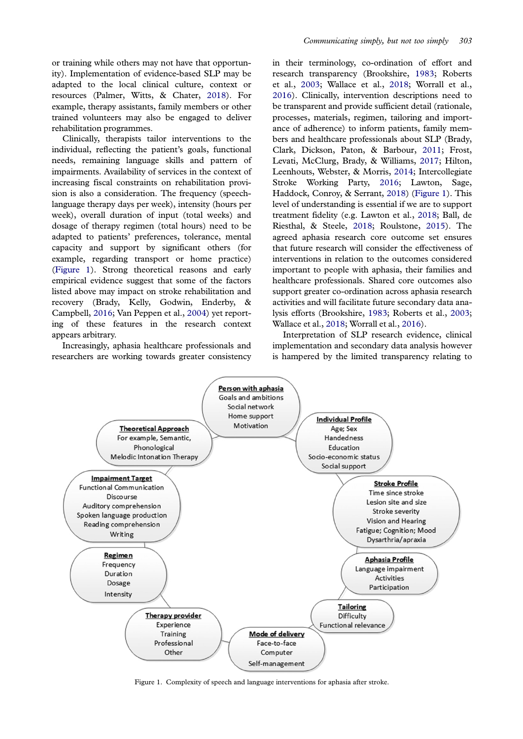or training while others may not have that opportunity). Implementation of evidence-based SLP may be adapted to the local clinical culture, context or resources (Palmer, Witts, & Chater, 2018). For example, therapy assistants, family members or other trained volunteers may also be engaged to deliver rehabilitation programmes.

Clinically, therapists tailor interventions to the individual, reflecting the patient's goals, functional needs, remaining language skills and pattern of impairments. Availability of services in the context of increasing fiscal constraints on rehabilitation provision is also a consideration. The frequency (speech-language therapy days per week), intensity (hours per week), overall duration of input (total weeks) and dosage of therapy regimen (total hours) need to be adapted to patients' preferences, tolerance, mental capacity and support by significant others (for example, regarding transport or home practice) (Figure 1). Strong theoretical reasons and early empirical evidence suggest that some of the factors listed above may impact on stroke rehabilitation and recovery (Brady, Kelly, Godwin, Enderby, & Campbell, 2016; Van Peppen et al., 2004) yet reporting of these features in the research context appears arbitrary.

Increasingly, aphasia healthcare professionals and researchers are working towards greater consistency in their terminology, co-ordination of effort and research transparency (Brookshire, 1983; Roberts et al., 2003; Wallace et al., 2018; Worrall et al., 2016). Clinically, intervention descriptions need to be transparent and provide sufficient detail (rationale, processes, materials, regimen, tailoring and importance of adherence) to inform patients, family members and healthcare professionals about SLP (Brady, Clark, Dickson, Paton, & Barbour, 2011; Frost, Levati, McClurg, Brady, & Williams, 2017; Hilton, Leenhouts, Webster, & Morris, 2014; Intercollegiate Stroke Working Party, 2016; Lawton, Sage, Haddock, Conroy, & Serrant, 2018) (Figure 1). This level of understanding is essential if we are to support treatment fidelity (e.g. Lawton et al., 2018; Ball, de Riesthal, & Steele, 2018; Roulstone, 2015). The agreed aphasia research core outcome set ensures that future research will consider the effectiveness of interventions in relation to the outcomes considered important to people with aphasia, their families and healthcare professionals. Shared core outcomes also support greater co-ordination across aphasia research activities and will facilitate future secondary data analysis efforts (Brookshire, 1983; Roberts et al., 2003; Wallace et al., 2018; Worrall et al., 2016).

Interpretation of SLP research evidence, clinical implementation and secondary data analysis however is hampered by the limited transparency relating to

**Person with aphasia**
Goals and ambitions
Social network
Home support
Motivation

**Individual Profile**
Age; Sex
Handedness
Education
Socio-economic status
Social support

**Stroke Profile**
Time since stroke
Lesion site and size
Stroke severity
Vision and Hearing
Fatigue; Cognition; Mood
Dysarthria/apraxia

**Aphasia Profile**
Language impairment
Activities
Participation

**Tailoring**
Difficulty
Functional relevance

**Mode of delivery**
Face-to-face
Computer
Self-management

**Therapy provider**
Experience
Training
Professional
Other

**Regimen**
Frequency
Duration
Dosage
Intensity

**Impairment Target**
Functional Communication
Discourse
Auditory comprehension
Spoken language production
Reading comprehension
Writing

**Theoretical Approach**
For example, Semantic, Phonological
Melodic Intonation Therapy

Figure 1. Complexity of speech and language interventions for aphasia after stroke.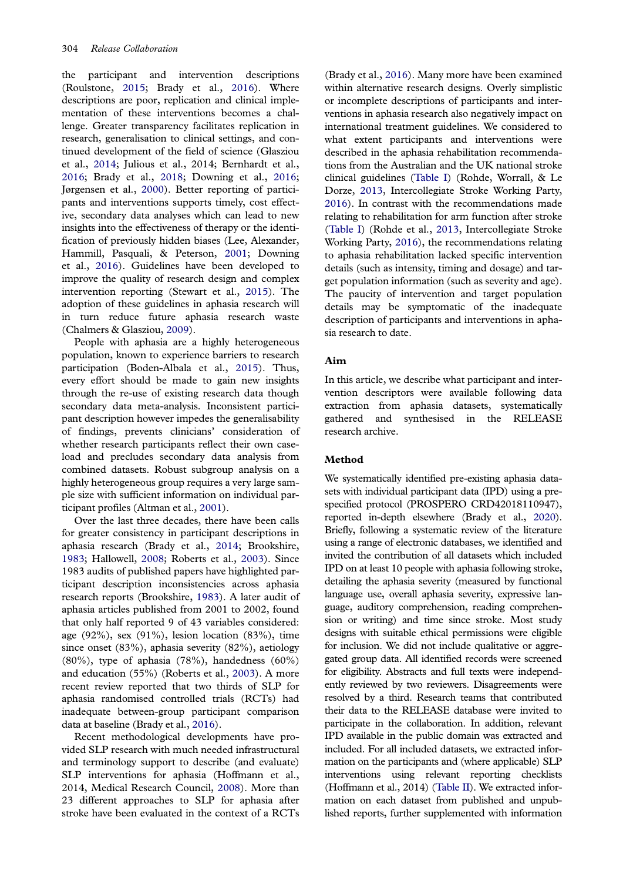the participant and intervention descriptions (Roulstone, 2015; Brady et al., 2016). Where descriptions are poor, replication and clinical implementation of these interventions becomes a challenge. Greater transparency facilitates replication in research, generalisation to clinical settings, and continued development of the field of science (Glasziou et al., 2014; Julious et al., 2014; Bernhardt et al., 2016; Brady et al., 2018; Downing et al., 2016; Jørgensen et al., 2000). Better reporting of participants and interventions supports timely, cost effective, secondary data analyses which can lead to new insights into the effectiveness of therapy or the identification of previously hidden biases (Lee, Alexander, Hammill, Pasquali, & Peterson, 2001; Downing et al., 2016). Guidelines have been developed to improve the quality of research design and complex intervention reporting (Stewart et al., 2015). The adoption of these guidelines in aphasia research will in turn reduce future aphasia research waste (Chalmers & Glasziou, 2009).

People with aphasia are a highly heterogeneous population, known to experience barriers to research participation (Boden-Albala et al., 2015). Thus, every effort should be made to gain new insights through the re-use of existing research data though secondary data meta-analysis. Inconsistent participant description however impedes the generalisability of findings, prevents clinicians' consideration of whether research participants reflect their own caseload and precludes secondary data analysis from combined datasets. Robust subgroup analysis on a highly heterogeneous group requires a very large sample size with sufficient information on individual participant profiles (Altman et al., 2001).

Over the last three decades, there have been calls for greater consistency in participant descriptions in aphasia research (Brady et al., 2014; Brookshire, 1983; Hallowell, 2008; Roberts et al., 2003). Since 1983 audits of published papers have highlighted participant description inconsistencies across aphasia research reports (Brookshire, 1983). A later audit of aphasia articles published from 2001 to 2002, found that only half reported 9 of 43 variables considered: age (92%), sex (91%), lesion location (83%), time since onset (83%), aphasia severity (82%), aetiology (80%), type of aphasia (78%), handedness (60%) and education (55%) (Roberts et al., 2003). A more recent review reported that two thirds of SLP for aphasia randomised controlled trials (RCTs) had inadequate between-group participant comparison data at baseline (Brady et al., 2016).

Recent methodological developments have provided SLP research with much needed infrastructural and terminology support to describe (and evaluate) SLP interventions for aphasia (Hoffmann et al., 2014, Medical Research Council, 2008). More than 23 different approaches to SLP for aphasia after stroke have been evaluated in the context of a RCTs (Brady et al., 2016). Many more have been examined within alternative research designs. Overly simplistic or incomplete descriptions of participants and interventions in aphasia research also negatively impact on international treatment guidelines. We considered to what extent participants and interventions were described in the aphasia rehabilitation recommendations from the Australian and the UK national stroke clinical guidelines (Table I) (Rohde, Worrall, & Le Dorze, 2013, Intercollegiate Stroke Working Party, 2016). In contrast with the recommendations made relating to rehabilitation for arm function after stroke (Table I) (Rohde et al., 2013, Intercollegiate Stroke Working Party, 2016), the recommendations relating to aphasia rehabilitation lacked specific intervention details (such as intensity, timing and dosage) and target population information (such as severity and age). The paucity of intervention and target population details may be symptomatic of the inadequate description of participants and interventions in aphasia research to date.

## Aim

In this article, we describe what participant and intervention descriptors were available following data extraction from aphasia datasets, systematically gathered and synthesised in the RELEASE research archive.

## Method

We systematically identified pre-existing aphasia datasets with individual participant data (IPD) using a prespecified protocol (PROSPERO CRD42018110947), reported in-depth elsewhere (Brady et al., 2020). Briefly, following a systematic review of the literature using a range of electronic databases, we identified and invited the contribution of all datasets which included IPD on at least 10 people with aphasia following stroke, detailing the aphasia severity (measured by functional language use, overall aphasia severity, expressive language, auditory comprehension, reading comprehension or writing) and time since stroke. Most study designs with suitable ethical permissions were eligible for inclusion. We did not include qualitative or aggregated group data. All identified records were screened for eligibility. Abstracts and full texts were independently reviewed by two reviewers. Disagreements were resolved by a third. Research teams that contributed their data to the RELEASE database were invited to participate in the collaboration. In addition, relevant IPD available in the public domain was extracted and included. For all included datasets, we extracted information on the participants and (where applicable) SLP interventions using relevant reporting checklists (Hoffmann et al., 2014) (Table II). We extracted information on each dataset from published and unpublished reports, further supplemented with information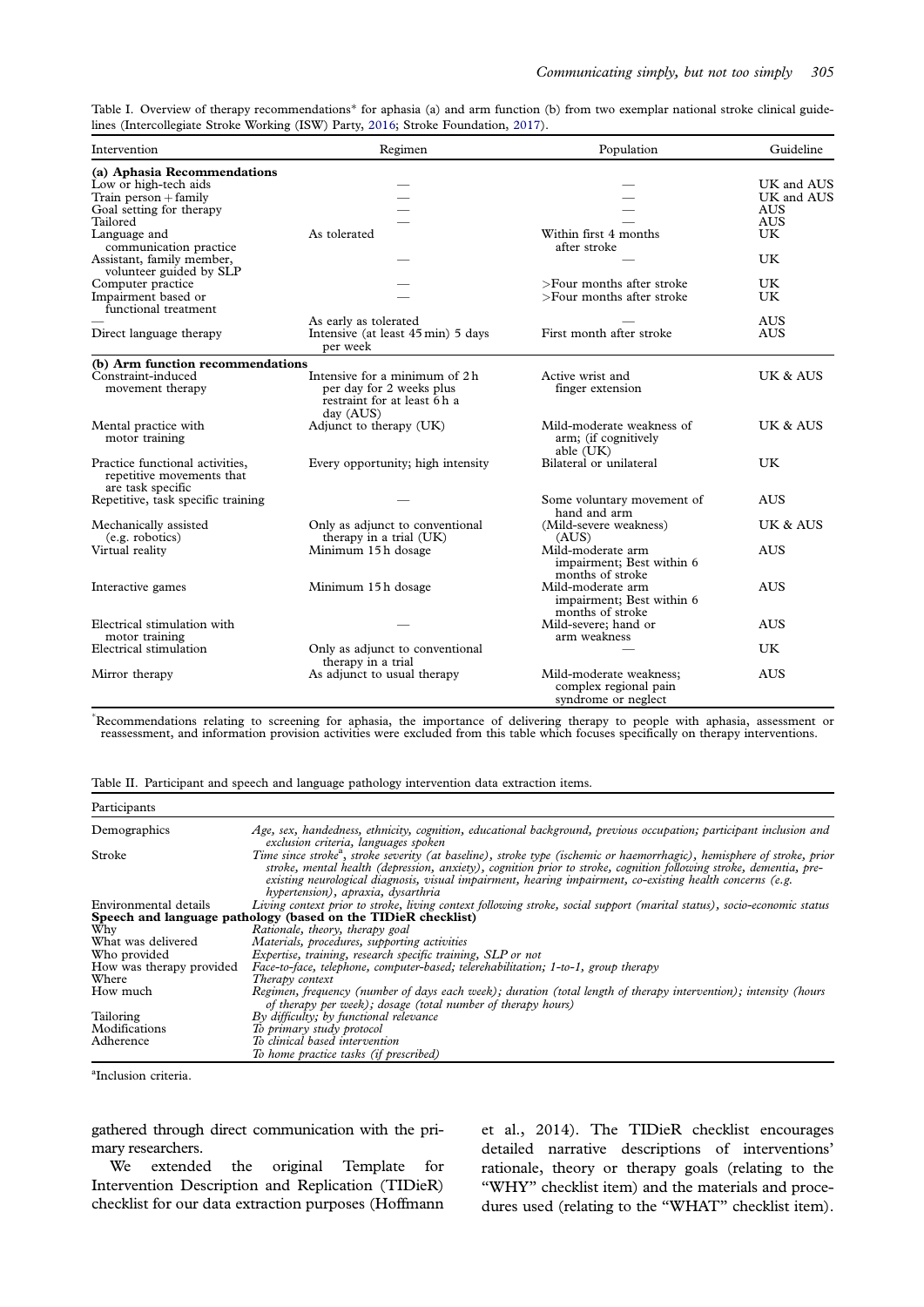Table I. Overview of therapy recommendations* for aphasia (a) and arm function (b) from two exemplar national stroke clinical guidelines (Intercollegiate Stroke Working (ISW) Party, 2016; Stroke Foundation, 2017).

| Intervention | Regimen | Population | Guideline |
|---|---|---|---|
| **(a) Aphasia Recommendations** | | | |
| Low or high-tech aids | — | — | UK and AUS |
| Train person + family | — | — | UK and AUS |
| Goal setting for therapy | — | — | AUS |
| Tailored | — | — | AUS |
| Language and communication practice | As tolerated | Within first 4 months after stroke | UK |
| Assistant, family member, volunteer guided by SLP | — | — | UK |
| Computer practice | — | >Four months after stroke | UK |
| Impairment based or functional treatment | — | >Four months after stroke | UK |
| — | As early as tolerated | — | AUS |
| Direct language therapy | Intensive (at least 45 min) 5 days per week | First month after stroke | AUS |
| **(b) Arm function recommendations** | | | |
| Constraint-induced movement therapy | Intensive for a minimum of 2 h per day for 2 weeks plus restraint for at least 6 h a day (AUS) | Active wrist and finger extension | UK & AUS |
| Mental practice with motor training | Adjunct to therapy (UK) | Mild-moderate weakness of arm; (if cognitively able (UK) | UK & AUS |
| Practice functional activities, repetitive movements that are task specific | Every opportunity; high intensity | Bilateral or unilateral | UK |
| Repetitive, task specific training | — | Some voluntary movement of hand and arm | AUS |
| Mechanically assisted (e.g. robotics) | Only as adjunct to conventional therapy in a trial (UK) | (Mild-severe weakness) (AUS) | UK & AUS |
| Virtual reality | Minimum 15 h dosage | Mild-moderate arm impairment; Best within 6 months of stroke | AUS |
| Interactive games | Minimum 15 h dosage | Mild-moderate arm impairment; Best within 6 months of stroke | AUS |
| Electrical stimulation with motor training | — | Mild-severe; hand or arm weakness | AUS |
| Electrical stimulation | Only as adjunct to conventional therapy in a trial | — | UK |
| Mirror therapy | As adjunct to usual therapy | Mild-moderate weakness; complex regional pain syndrome or neglect | AUS |

*Recommendations relating to screening for aphasia, the importance of delivering therapy to people with aphasia, assessment or reassessment, and information provision activities were excluded from this table which focuses specifically on therapy interventions.

Table II. Participant and speech and language pathology intervention data extraction items.

| Participants | |
|---|---|
| Demographics | *Age, sex, handedness, ethnicity, cognition, educational background, previous occupation; participant inclusion and exclusion criteria, languages spoken* |
| Stroke | *Time since stroke*[a]*, stroke severity (at baseline), stroke type (ischemic or haemorrhagic), hemisphere of stroke, prior stroke, mental health (depression, anxiety), cognition prior to stroke, cognition following stroke, dementia, pre-existing neurological diagnosis, visual impairment, hearing impairment, co-existing health concerns (e.g. hypertension), apraxia, dysarthria* |
| Environmental details | *Living context prior to stroke, living context following stroke, social support (marital status), socio-economic status* |
| **Speech and language pathology (based on the TIDieR checklist)** | |
| Why | *Rationale, theory, therapy goal* |
| What was delivered | *Materials, procedures, supporting activities* |
| Who provided | *Expertise, training, research specific training, SLP or not* |
| How was therapy provided | *Face-to-face, telephone, computer-based; telerehabilitation; 1-to-1, group therapy* |
| Where | *Therapy context* |
| How much | *Regimen, frequency (number of days each week); duration (total length of therapy intervention); intensity (hours of therapy per week); dosage (total number of therapy hours)* |
| Tailoring | *By difficulty; by functional relevance* |
| Modifications | *To primary study protocol* |
| Adherence | *To clinical based intervention* |
| | *To home practice tasks (if prescribed)* |

[a]Inclusion criteria.

gathered through direct communication with the primary researchers.

We extended the original Template for Intervention Description and Replication (TIDieR) checklist for our data extraction purposes (Hoffmann et al., 2014). The TIDieR checklist encourages detailed narrative descriptions of interventions' rationale, theory or therapy goals (relating to the "WHY" checklist item) and the materials and procedures used (relating to the "WHAT" checklist item).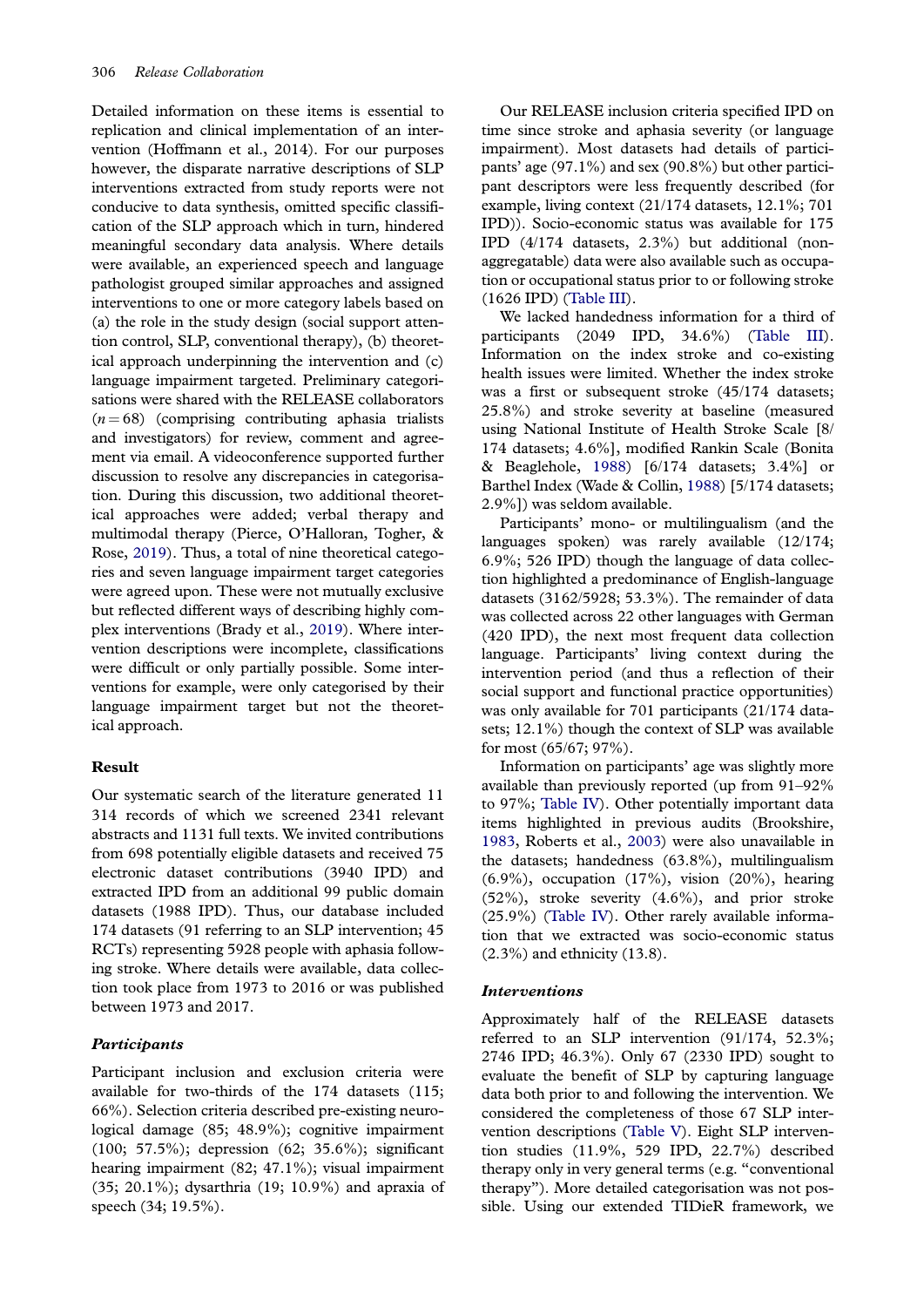Detailed information on these items is essential to replication and clinical implementation of an intervention (Hoffmann et al., 2014). For our purposes however, the disparate narrative descriptions of SLP interventions extracted from study reports were not conducive to data synthesis, omitted specific classification of the SLP approach which in turn, hindered meaningful secondary data analysis. Where details were available, an experienced speech and language pathologist grouped similar approaches and assigned interventions to one or more category labels based on (a) the role in the study design (social support attention control, SLP, conventional therapy), (b) theoretical approach underpinning the intervention and (c) language impairment targeted. Preliminary categorisations were shared with the RELEASE collaborators ($n = 68$) (comprising contributing aphasia trialists and investigators) for review, comment and agreement via email. A videoconference supported further discussion to resolve any discrepancies in categorisation. During this discussion, two additional theoretical approaches were added; verbal therapy and multimodal therapy (Pierce, O'Halloran, Togher, & Rose, 2019). Thus, a total of nine theoretical categories and seven language impairment target categories were agreed upon. These were not mutually exclusive but reflected different ways of describing highly complex interventions (Brady et al., 2019). Where intervention descriptions were incomplete, classifications were difficult or only partially possible. Some interventions for example, were only categorised by their language impairment target but not the theoretical approach.

## Result

Our systematic search of the literature generated 11 314 records of which we screened 2341 relevant abstracts and 1131 full texts. We invited contributions from 698 potentially eligible datasets and received 75 electronic dataset contributions (3940 IPD) and extracted IPD from an additional 99 public domain datasets (1988 IPD). Thus, our database included 174 datasets (91 referring to an SLP intervention; 45 RCTs) representing 5928 people with aphasia following stroke. Where details were available, data collection took place from 1973 to 2016 or was published between 1973 and 2017.

### *Participants*

Participant inclusion and exclusion criteria were available for two-thirds of the 174 datasets (115; 66%). Selection criteria described pre-existing neurological damage (85; 48.9%); cognitive impairment (100; 57.5%); depression (62; 35.6%); significant hearing impairment (82; 47.1%); visual impairment (35; 20.1%); dysarthria (19; 10.9%) and apraxia of speech (34; 19.5%).

Our RELEASE inclusion criteria specified IPD on time since stroke and aphasia severity (or language impairment). Most datasets had details of participants' age (97.1%) and sex (90.8%) but other participant descriptors were less frequently described (for example, living context (21/174 datasets, 12.1%; 701 IPD)). Socio-economic status was available for 175 IPD (4/174 datasets, 2.3%) but additional (non-aggregatable) data were also available such as occupation or occupational status prior to or following stroke (1626 IPD) (Table III).

We lacked handedness information for a third of participants (2049 IPD, 34.6%) (Table III). Information on the index stroke and co-existing health issues were limited. Whether the index stroke was a first or subsequent stroke (45/174 datasets; 25.8%) and stroke severity at baseline (measured using National Institute of Health Stroke Scale [8/174 datasets; 4.6%], modified Rankin Scale (Bonita & Beaglehole, 1988) [6/174 datasets; 3.4%] or Barthel Index (Wade & Collin, 1988) [5/174 datasets; 2.9%]) was seldom available.

Participants' mono- or multilingualism (and the languages spoken) was rarely available (12/174; 6.9%; 526 IPD) though the language of data collection highlighted a predominance of English-language datasets (3162/5928; 53.3%). The remainder of data was collected across 22 other languages with German (420 IPD), the next most frequent data collection language. Participants' living context during the intervention period (and thus a reflection of their social support and functional practice opportunities) was only available for 701 participants (21/174 datasets; 12.1%) though the context of SLP was available for most (65/67; 97%).

Information on participants' age was slightly more available than previously reported (up from 91–92% to 97%; Table IV). Other potentially important data items highlighted in previous audits (Brookshire, 1983, Roberts et al., 2003) were also unavailable in the datasets; handedness (63.8%), multilingualism (6.9%), occupation (17%), vision (20%), hearing (52%), stroke severity (4.6%), and prior stroke (25.9%) (Table IV). Other rarely available information that we extracted was socio-economic status (2.3%) and ethnicity (13.8).

### *Interventions*

Approximately half of the RELEASE datasets referred to an SLP intervention (91/174, 52.3%; 2746 IPD; 46.3%). Only 67 (2330 IPD) sought to evaluate the benefit of SLP by capturing language data both prior to and following the intervention. We considered the completeness of those 67 SLP intervention descriptions (Table V). Eight SLP intervention studies (11.9%, 529 IPD, 22.7%) described therapy only in very general terms (e.g. "conventional therapy"). More detailed categorisation was not possible. Using our extended TIDieR framework, we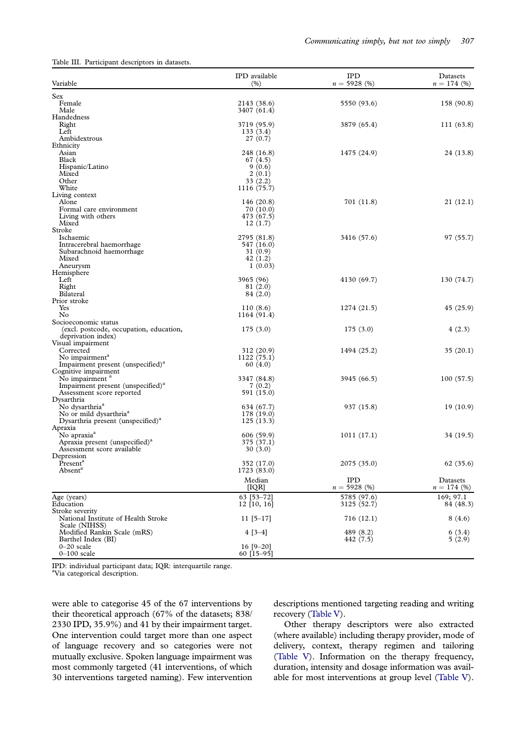Table III. Participant descriptors in datasets.

| Variable | IPD available (%) | IPD $n = 5928$ (%) | Datasets $n = 174$ (%) |
|---|---|---|---|
| Sex | | | |
| Female | 2143 (38.6) | 5550 (93.6) | 158 (90.8) |
| Male | 3407 (61.4) | | |
| Handedness | | | |
| Right | 3719 (95.9) | 3879 (65.4) | 111 (63.8) |
| Left | 133 (3.4) | | |
| Ambidextrous | 27 (0.7) | | |
| Ethnicity | | | |
| Asian | 248 (16.8) | 1475 (24.9) | 24 (13.8) |
| Black | 67 (4.5) | | |
| Hispanic/Latino | 9 (0.6) | | |
| Mixed | 2 (0.1) | | |
| Other | 33 (2.2) | | |
| White | 1116 (75.7) | | |
| Living context | | | |
| Alone | 146 (20.8) | 701 (11.8) | 21 (12.1) |
| Formal care environment | 70 (10.0) | | |
| Living with others | 473 (67.5) | | |
| Mixed | 12 (1.7) | | |
| Stroke | | | |
| Ischaemic | 2795 (81.8) | 3416 (57.6) | 97 (55.7) |
| Intracerebral haemorrhage | 547 (16.0) | | |
| Subarachnoid haemorrhage | 31 (0.9) | | |
| Mixed | 42 (1.2) | | |
| Aneurysm | 1 (0.03) | | |
| Hemisphere | | | |
| Left | 3965 (96) | 4130 (69.7) | 130 (74.7) |
| Right | 81 (2.0) | | |
| Bilateral | 84 (2.0) | | |
| Prior stroke | | | |
| Yes | 110 (8.6) | 1274 (21.5) | 45 (25.9) |
| No | 1164 (91.4) | | |
| Socioeconomic status (excl. postcode, occupation, education, deprivation index) | 175 (3.0) | 175 (3.0) | 4 (2.3) |
| Visual impairment | | | |
| Corrected | 312 (20.9) | 1494 (25.2) | 35 (20.1) |
| No impairment[a] | 1122 (75.1) | | |
| Impairment present (unspecified)[a] | 60 (4.0) | | |
| Cognitive impairment | | | |
| No impairment[a] | 3347 (84.8) | 3945 (66.5) | 100 (57.5) |
| Impairment present (unspecified)[a] | 7 (0.2) | | |
| Assessment score reported | 591 (15.0) | | |
| Dysarthria | | | |
| No dysarthria[a] | 634 (67.7) | 937 (15.8) | 19 (10.9) |
| No or mild dysarthria[a] | 178 (19.0) | | |
| Dysarthria present (unspecified)[a] | 125 (13.3) | | |
| Apraxia | | | |
| No apraxia[a] | 606 (59.9) | 1011 (17.1) | 34 (19.5) |
| Apraxia present (unspecified)[a] | 375 (37.1) | | |
| Assessment score available | 30 (3.0) | | |
| Depression | | | |
| Present[a] | 352 (17.0) | 2075 (35.0) | 62 (35.6) |
| Absent[a] | 1723 (83.0) | | |
| | **Median [IQR]** | **IPD $n = 5928$ (%)** | **Datasets $n = 174$ (%)** |
| Age (years) | 63 [53–72] | 5785 (97.6) | 169; 97.1 |
| Education | 12 [10, 16] | 3125 (52.7) | 84 (48.3) |
| Stroke severity | | | |
| National Institute of Health Stroke Scale (NIHSS) | 11 [5–17] | 716 (12.1) | 8 (4.6) |
| Modified Rankin Scale (mRS) | 4 [3–4] | 489 (8.2) | 6 (3.4) |
| Barthel Index (BI) | | 442 (7.5) | 5 (2.9) |
| 0–20 scale | 16 [9–20] | | |
| 0–100 scale | 60 [15–95] | | |

IPD: individual participant data; IQR: interquartile range.
[a]Via categorical description.

were able to categorise 45 of the 67 interventions by their theoretical approach (67% of the datasets; 838/2330 IPD, 35.9%) and 41 by their impairment target. One intervention could target more than one aspect of language recovery and so categories were not mutually exclusive. Spoken language impairment was most commonly targeted (41 interventions, of which 30 interventions targeted naming). Few intervention descriptions mentioned targeting reading and writing recovery (Table V).

Other therapy descriptors were also extracted (where available) including therapy provider, mode of delivery, context, therapy regimen and tailoring (Table V). Information on the therapy frequency, duration, intensity and dosage information was available for most interventions at group level (Table V).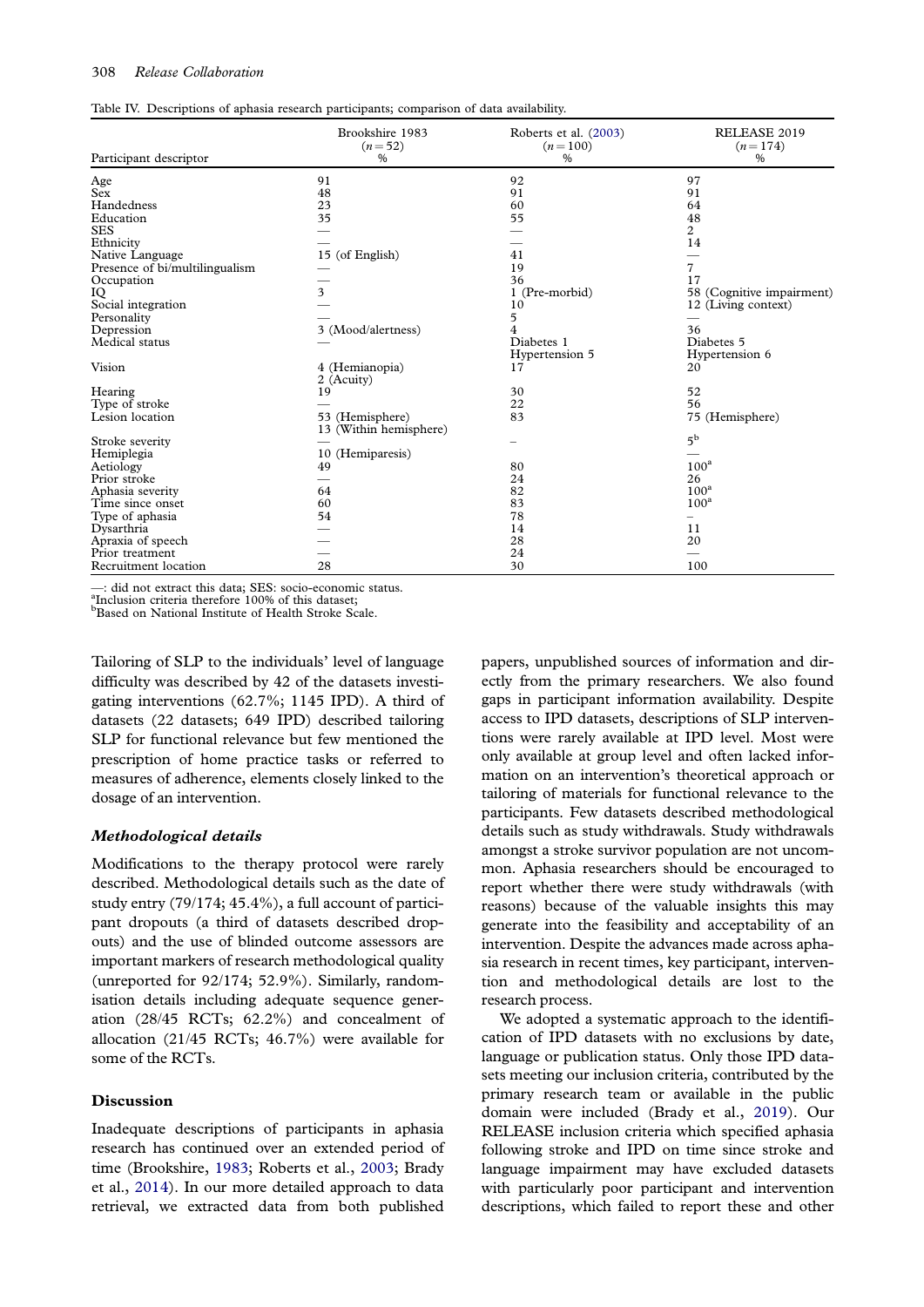Table IV. Descriptions of aphasia research participants; comparison of data availability.

| Participant descriptor | Brookshire 1983 ($n = 52$) % | Roberts et al. (2003) ($n = 100$) % | RELEASE 2019 ($n = 174$) % |
|---|---|---|---|
| Age | 91 | 92 | 97 |
| Sex | 48 | 91 | 91 |
| Handedness | 23 | 60 | 64 |
| Education | 35 | 55 | 48 |
| SES | — | — | 2 |
| Ethnicity | — | — | 14 |
| Native Language | 15 (of English) | 41 | — |
| Presence of bi/multilingualism | — | 19 | 7 |
| Occupation | — | 36 | 17 |
| IQ | 3 | 1 (Pre-morbid) | 58 (Cognitive impairment) |
| Social integration | — | 10 | 12 (Living context) |
| Personality | — | 5 | — |
| Depression | 3 (Mood/alertness) | 4 | 36 |
| Medical status | — | Diabetes 1<br>Hypertension 5 | Diabetes 5<br>Hypertension 6 |
| Vision | 4 (Hemianopia)<br>2 (Acuity) | 17 | 20 |
| Hearing | 19 | 30 | 52 |
| Type of stroke | — | 22 | 56 |
| Lesion location | 53 (Hemisphere)<br>13 (Within hemisphere) | 83 | 75 (Hemisphere) |
| Stroke severity | — | – | 5[b] |
| Hemiplegia | 10 (Hemiparesis) | | — |
| Aetiology | 49 | 80 | 100[a] |
| Prior stroke | — | 24 | 26 |
| Aphasia severity | 64 | 82 | 100[a] |
| Time since onset | 60 | 83 | 100[a] |
| Type of aphasia | 54 | 78 | – |
| Dysarthria | — | 14 | 11 |
| Apraxia of speech | — | 28 | 20 |
| Prior treatment | — | 24 | — |
| Recruitment location | 28 | 30 | 100 |

—: did not extract this data; SES: socio-economic status.
[a]Inclusion criteria therefore 100% of this dataset;
[b]Based on National Institute of Health Stroke Scale.

Tailoring of SLP to the individuals' level of language difficulty was described by 42 of the datasets investigating interventions (62.7%; 1145 IPD). A third of datasets (22 datasets; 649 IPD) described tailoring SLP for functional relevance but few mentioned the prescription of home practice tasks or referred to measures of adherence, elements closely linked to the dosage of an intervention.

### *Methodological details*

Modifications to the therapy protocol were rarely described. Methodological details such as the date of study entry (79/174; 45.4%), a full account of participant dropouts (a third of datasets described dropouts) and the use of blinded outcome assessors are important markers of research methodological quality (unreported for 92/174; 52.9%). Similarly, randomisation details including adequate sequence generation (28/45 RCTs; 62.2%) and concealment of allocation (21/45 RCTs; 46.7%) were available for some of the RCTs.

## Discussion

Inadequate descriptions of participants in aphasia research has continued over an extended period of time (Brookshire, 1983; Roberts et al., 2003; Brady et al., 2014). In our more detailed approach to data retrieval, we extracted data from both published papers, unpublished sources of information and directly from the primary researchers. We also found gaps in participant information availability. Despite access to IPD datasets, descriptions of SLP interventions were rarely available at IPD level. Most were only available at group level and often lacked information on an intervention's theoretical approach or tailoring of materials for functional relevance to the participants. Few datasets described methodological details such as study withdrawals. Study withdrawals amongst a stroke survivor population are not uncommon. Aphasia researchers should be encouraged to report whether there were study withdrawals (with reasons) because of the valuable insights this may generate into the feasibility and acceptability of an intervention. Despite the advances made across aphasia research in recent times, key participant, intervention and methodological details are lost to the research process.

We adopted a systematic approach to the identification of IPD datasets with no exclusions by date, language or publication status. Only those IPD datasets meeting our inclusion criteria, contributed by the primary research team or available in the public domain were included (Brady et al., 2019). Our RELEASE inclusion criteria which specified aphasia following stroke and IPD on time since stroke and language impairment may have excluded datasets with particularly poor participant and intervention descriptions, which failed to report these and other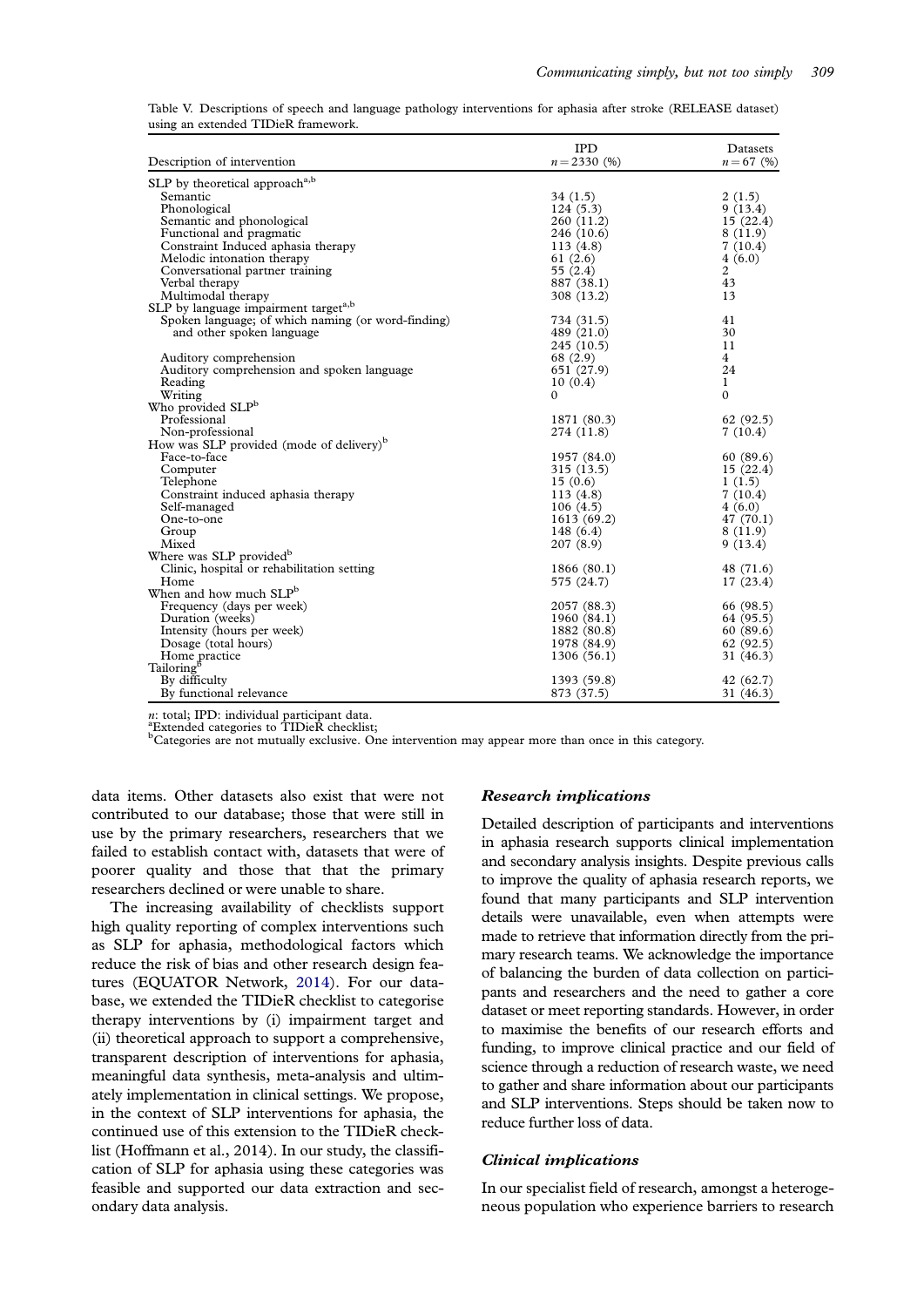Table V. Descriptions of speech and language pathology interventions for aphasia after stroke (RELEASE dataset) using an extended TIDieR framework.

| Description of intervention | IPD $n = 2330$ (%) | Datasets $n = 67$ (%) |
|---|---|---|
| SLP by theoretical approach[a,b] | | |
| Semantic | 34 (1.5) | 2 (1.5) |
| Phonological | 124 (5.3) | 9 (13.4) |
| Semantic and phonological | 260 (11.2) | 15 (22.4) |
| Functional and pragmatic | 246 (10.6) | 8 (11.9) |
| Constraint Induced aphasia therapy | 113 (4.8) | 7 (10.4) |
| Melodic intonation therapy | 61 (2.6) | 4 (6.0) |
| Conversational partner training | 55 (2.4) | 2 |
| Verbal therapy | 887 (38.1) | 43 |
| Multimodal therapy | 308 (13.2) | 13 |
| SLP by language impairment target[a,b] | | |
| Spoken language; of which naming (or word-finding) | 734 (31.5) | 41 |
| and other spoken language | 489 (21.0) | 30 |
| | 245 (10.5) | 11 |
| Auditory comprehension | 68 (2.9) | 4 |
| Auditory comprehension and spoken language | 651 (27.9) | 24 |
| Reading | 10 (0.4) | 1 |
| Writing | 0 | 0 |
| Who provided SLP[b] | | |
| Professional | 1871 (80.3) | 62 (92.5) |
| Non-professional | 274 (11.8) | 7 (10.4) |
| How was SLP provided (mode of delivery)[b] | | |
| Face-to-face | 1957 (84.0) | 60 (89.6) |
| Computer | 315 (13.5) | 15 (22.4) |
| Telephone | 15 (0.6) | 1 (1.5) |
| Constraint induced aphasia therapy | 113 (4.8) | 7 (10.4) |
| Self-managed | 106 (4.5) | 4 (6.0) |
| One-to-one | 1613 (69.2) | 47 (70.1) |
| Group | 148 (6.4) | 8 (11.9) |
| Mixed | 207 (8.9) | 9 (13.4) |
| Where was SLP provided[b] | | |
| Clinic, hospital or rehabilitation setting | 1866 (80.1) | 48 (71.6) |
| Home | 575 (24.7) | 17 (23.4) |
| When and how much SLP[b] | | |
| Frequency (days per week) | 2057 (88.3) | 66 (98.5) |
| Duration (weeks) | 1960 (84.1) | 64 (95.5) |
| Intensity (hours per week) | 1882 (80.8) | 60 (89.6) |
| Dosage (total hours) | 1978 (84.9) | 62 (92.5) |
| Home practice | 1306 (56.1) | 31 (46.3) |
| Tailoring[b] | | |
| By difficulty | 1393 (59.8) | 42 (62.7) |
| By functional relevance | 873 (37.5) | 31 (46.3) |

$n$: total; IPD: individual participant data.
[a]Extended categories to TIDieR checklist;
[b]Categories are not mutually exclusive. One intervention may appear more than once in this category.

data items. Other datasets also exist that were not contributed to our database; those that were still in use by the primary researchers, researchers that we failed to establish contact with, datasets that were of poorer quality and those that that the primary researchers declined or were unable to share.

The increasing availability of checklists support high quality reporting of complex interventions such as SLP for aphasia, methodological factors which reduce the risk of bias and other research design features (EQUATOR Network, 2014). For our database, we extended the TIDieR checklist to categorise therapy interventions by (i) impairment target and (ii) theoretical approach to support a comprehensive, transparent description of interventions for aphasia, meaningful data synthesis, meta-analysis and ultimately implementation in clinical settings. We propose, in the context of SLP interventions for aphasia, the continued use of this extension to the TIDieR checklist (Hoffmann et al., 2014). In our study, the classification of SLP for aphasia using these categories was feasible and supported our data extraction and secondary data analysis.

### *Research implications*

Detailed description of participants and interventions in aphasia research supports clinical implementation and secondary analysis insights. Despite previous calls to improve the quality of aphasia research reports, we found that many participants and SLP intervention details were unavailable, even when attempts were made to retrieve that information directly from the primary research teams. We acknowledge the importance of balancing the burden of data collection on participants and researchers and the need to gather a core dataset or meet reporting standards. However, in order to maximise the benefits of our research efforts and funding, to improve clinical practice and our field of science through a reduction of research waste, we need to gather and share information about our participants and SLP interventions. Steps should be taken now to reduce further loss of data.

### *Clinical implications*

In our specialist field of research, amongst a heterogeneous population who experience barriers to research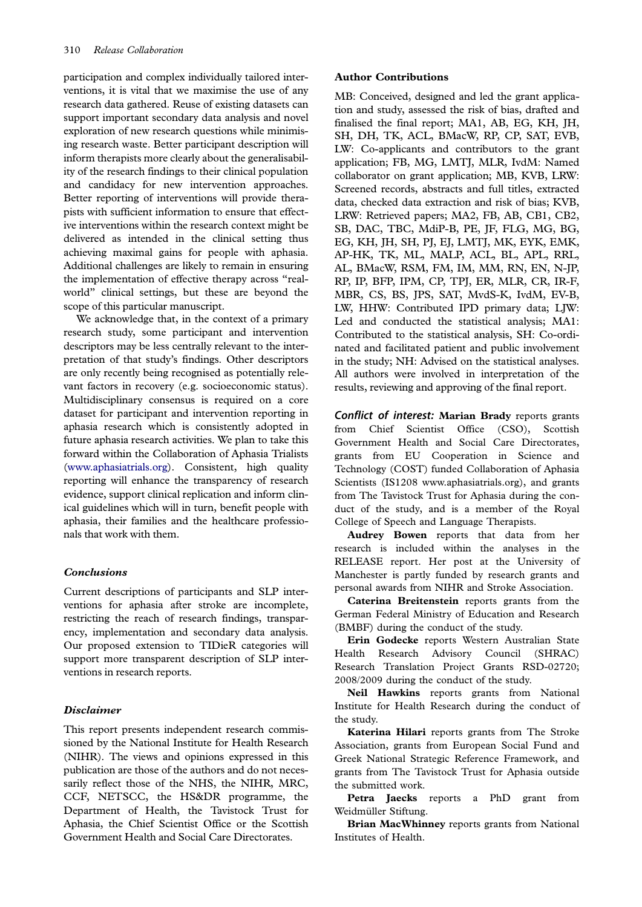participation and complex individually tailored interventions, it is vital that we maximise the use of any research data gathered. Reuse of existing datasets can support important secondary data analysis and novel exploration of new research questions while minimising research waste. Better participant description will inform therapists more clearly about the generalisability of the research findings to their clinical population and candidacy for new intervention approaches. Better reporting of interventions will provide therapists with sufficient information to ensure that effective interventions within the research context might be delivered as intended in the clinical setting thus achieving maximal gains for people with aphasia. Additional challenges are likely to remain in ensuring the implementation of effective therapy across "real-world" clinical settings, but these are beyond the scope of this particular manuscript.

We acknowledge that, in the context of a primary research study, some participant and intervention descriptors may be less centrally relevant to the interpretation of that study's findings. Other descriptors are only recently being recognised as potentially relevant factors in recovery (e.g. socioeconomic status). Multidisciplinary consensus is required on a core dataset for participant and intervention reporting in aphasia research which is consistently adopted in future aphasia research activities. We plan to take this forward within the Collaboration of Aphasia Trialists (www.aphasiatrials.org). Consistent, high quality reporting will enhance the transparency of research evidence, support clinical replication and inform clinical guidelines which will in turn, benefit people with aphasia, their families and the healthcare professionals that work with them.

### *Conclusions*

Current descriptions of participants and SLP interventions for aphasia after stroke are incomplete, restricting the reach of research findings, transparency, implementation and secondary data analysis. Our proposed extension to TIDieR categories will support more transparent description of SLP interventions in research reports.

### *Disclaimer*

This report presents independent research commissioned by the National Institute for Health Research (NIHR). The views and opinions expressed in this publication are those of the authors and do not necessarily reflect those of the NHS, the NIHR, MRC, CCF, NETSCC, the HS&DR programme, the Department of Health, the Tavistock Trust for Aphasia, the Chief Scientist Office or the Scottish Government Health and Social Care Directorates.

### **Author Contributions**

MB: Conceived, designed and led the grant application and study, assessed the risk of bias, drafted and finalised the final report; MA1, AB, EG, KH, JH, SH, DH, TK, ACL, BMacW, RP, CP, SAT, EVB, LW: Co-applicants and contributors to the grant application; FB, MG, LMTJ, MLR, IvdM: Named collaborator on grant application; MB, KVB, LRW: Screened records, abstracts and full titles, extracted data, checked data extraction and risk of bias; KVB, LRW: Retrieved papers; MA2, FB, AB, CB1, CB2, SB, DAC, TBC, MdiP-B, PE, JF, FLG, MG, BG, EG, KH, JH, SH, PJ, EJ, LMTJ, MK, EYK, EMK, AP-HK, TK, ML, MALP, ACL, BL, APL, RRL, AL, BMacW, RSM, FM, IM, MM, RN, EN, N-JP, RP, IP, BFP, IPM, CP, TPJ, ER, MLR, CR, IR-F, MBR, CS, BS, JPS, SAT, MvdS-K, IvdM, EV-B, LW, HHW: Contributed IPD primary data; LJW: Led and conducted the statistical analysis; MA1: Contributed to the statistical analysis, SH: Co-ordinated and facilitated patient and public involvement in the study; NH: Advised on the statistical analyses. All authors were involved in interpretation of the results, reviewing and approving of the final report.

***Conflict of interest:*** **Marian Brady** reports grants from Chief Scientist Office (CSO), Scottish Government Health and Social Care Directorates, grants from EU Cooperation in Science and Technology (COST) funded Collaboration of Aphasia Scientists (IS1208 www.aphasiatrials.org), and grants from The Tavistock Trust for Aphasia during the conduct of the study, and is a member of the Royal College of Speech and Language Therapists.

**Audrey Bowen** reports that data from her research is included within the analyses in the RELEASE report. Her post at the University of Manchester is partly funded by research grants and personal awards from NIHR and Stroke Association.

**Caterina Breitenstein** reports grants from the German Federal Ministry of Education and Research (BMBF) during the conduct of the study.

**Erin Godecke** reports Western Australian State Health Research Advisory Council (SHRAC) Research Translation Project Grants RSD-02720; 2008/2009 during the conduct of the study.

**Neil Hawkins** reports grants from National Institute for Health Research during the conduct of the study.

**Katerina Hilari** reports grants from The Stroke Association, grants from European Social Fund and Greek National Strategic Reference Framework, and grants from The Tavistock Trust for Aphasia outside the submitted work.

**Petra Jaecks** reports a PhD grant from Weidmüller Stiftung.

**Brian MacWhinney** reports grants from National Institutes of Health.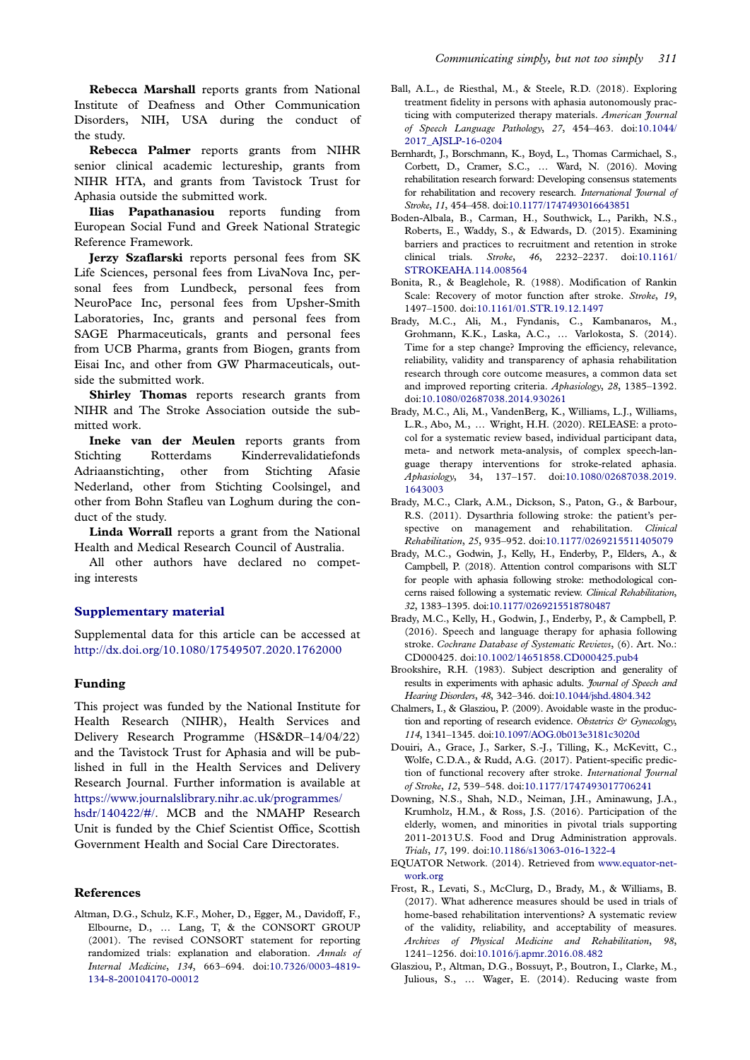**Rebecca Marshall** reports grants from National Institute of Deafness and Other Communication Disorders, NIH, USA during the conduct of the study.

**Rebecca Palmer** reports grants from NIHR senior clinical academic lectureship, grants from NIHR HTA, and grants from Tavistock Trust for Aphasia outside the submitted work.

**Ilias Papathanasiou** reports funding from European Social Fund and Greek National Strategic Reference Framework.

**Jerzy Szaflarski** reports personal fees from SK Life Sciences, personal fees from LivaNova Inc, personal fees from Lundbeck, personal fees from NeuroPace Inc, personal fees from Upsher-Smith Laboratories, Inc, grants and personal fees from SAGE Pharmaceuticals, grants and personal fees from UCB Pharma, grants from Biogen, grants from Eisai Inc, and other from GW Pharmaceuticals, outside the submitted work.

**Shirley Thomas** reports research grants from NIHR and The Stroke Association outside the submitted work.

**Ineke van der Meulen** reports grants from Stichting Rotterdams Kinderrevalidatiefonds Adriaanstichting, other from Stichting Afasie Nederland, other from Stichting Coolsingel, and other from Bohn Stafleu van Loghum during the conduct of the study.

**Linda Worrall** reports a grant from the National Health and Medical Research Council of Australia.

All other authors have declared no competing interests

## Supplementary material

Supplemental data for this article can be accessed at http://dx.doi.org/10.1080/17549507.2020.1762000

## Funding

This project was funded by the National Institute for Health Research (NIHR), Health Services and Delivery Research Programme (HS&DR–14/04/22) and the Tavistock Trust for Aphasia and will be published in full in the Health Services and Delivery Research Journal. Further information is available at https://www.journalslibrary.nihr.ac.uk/programmes/hsdr/140422/#/. MCB and the NMAHP Research Unit is funded by the Chief Scientist Office, Scottish Government Health and Social Care Directorates.

## References

Altman, D.G., Schulz, K.F., Moher, D., Egger, M., Davidoff, F., Elbourne, D., … Lang, T, & the CONSORT GROUP (2001). The revised CONSORT statement for reporting randomized trials: explanation and elaboration. *Annals of Internal Medicine*, *134*, 663–694. doi:10.7326/0003-4819-134-8-200104170-00012

Ball, A.L., de Riesthal, M., & Steele, R.D. (2018). Exploring treatment fidelity in persons with aphasia autonomously practicing with computerized therapy materials. *American Journal of Speech Language Pathology*, *27*, 454–463. doi:10.1044/2017_AJSLP-16-0204

Bernhardt, J., Borschmann, K., Boyd, L., Thomas Carmichael, S., Corbett, D., Cramer, S.C., … Ward, N. (2016). Moving rehabilitation research forward: Developing consensus statements for rehabilitation and recovery research. *International Journal of Stroke*, *11*, 454–458. doi:10.1177/1747493016643851

Boden-Albala, B., Carman, H., Southwick, L., Parikh, N.S., Roberts, E., Waddy, S., & Edwards, D. (2015). Examining barriers and practices to recruitment and retention in stroke clinical trials. *Stroke*, *46*, 2232–2237. doi:10.1161/STROKEAHA.114.008564

Bonita, R., & Beaglehole, R. (1988). Modification of Rankin Scale: Recovery of motor function after stroke. *Stroke*, *19*, 1497–1500. doi:10.1161/01.STR.19.12.1497

Brady, M.C., Ali, M., Fyndanis, C., Kambanaros, M., Grohmann, K.K., Laska, A.C., … Varlokosta, S. (2014). Time for a step change? Improving the efficiency, relevance, reliability, validity and transparency of aphasia rehabilitation research through core outcome measures, a common data set and improved reporting criteria. *Aphasiology*, *28*, 1385–1392. doi:10.1080/02687038.2014.930261

Brady, M.C., Ali, M., VandenBerg, K., Williams, L.J., Williams, L.R., Abo, M., … Wright, H.H. (2020). RELEASE: a protocol for a systematic review based, individual participant data, meta- and network meta-analysis, of complex speech-language therapy interventions for stroke-related aphasia. *Aphasiology*, 34, 137–157. doi:10.1080/02687038.2019.1643003

Brady, M.C., Clark, A.M., Dickson, S., Paton, G., & Barbour, R.S. (2011). Dysarthria following stroke: the patient's perspective on management and rehabilitation. *Clinical Rehabilitation*, *25*, 935–952. doi:10.1177/0269215511405079

Brady, M.C., Godwin, J., Kelly, H., Enderby, P., Elders, A., & Campbell, P. (2018). Attention control comparisons with SLT for people with aphasia following stroke: methodological concerns raised following a systematic review. *Clinical Rehabilitation*, *32*, 1383–1395. doi:10.1177/0269215518780487

Brady, M.C., Kelly, H., Godwin, J., Enderby, P., & Campbell, P. (2016). Speech and language therapy for aphasia following stroke. *Cochrane Database of Systematic Reviews*, (6). Art. No.: CD000425. doi:10.1002/14651858.CD000425.pub4

Brookshire, R.H. (1983). Subject description and generality of results in experiments with aphasic adults. *Journal of Speech and Hearing Disorders*, *48*, 342–346. doi:10.1044/jshd.4804.342

Chalmers, I., & Glasziou, P. (2009). Avoidable waste in the production and reporting of research evidence. *Obstetrics & Gynecology*, *114*, 1341–1345. doi:10.1097/AOG.0b013e3181c3020d

Douiri, A., Grace, J., Sarker, S.-J., Tilling, K., McKevitt, C., Wolfe, C.D.A., & Rudd, A.G. (2017). Patient-specific prediction of functional recovery after stroke. *International Journal of Stroke*, *12*, 539–548. doi:10.1177/1747493017706241

Downing, N.S., Shah, N.D., Neiman, J.H., Aminawung, J.A., Krumholz, H.M., & Ross, J.S. (2016). Participation of the elderly, women, and minorities in pivotal trials supporting 2011-2013 U.S. Food and Drug Administration approvals. *Trials*, *17*, 199. doi:10.1186/s13063-016-1322-4

EQUATOR Network. (2014). Retrieved from www.equator-network.org

Frost, R., Levati, S., McClurg, D., Brady, M., & Williams, B. (2017). What adherence measures should be used in trials of home-based rehabilitation interventions? A systematic review of the validity, reliability, and acceptability of measures. *Archives of Physical Medicine and Rehabilitation*, *98*, 1241–1256. doi:10.1016/j.apmr.2016.08.482

Glasziou, P., Altman, D.G., Bossuyt, P., Boutron, I., Clarke, M., Julious, S., … Wager, E. (2014). Reducing waste from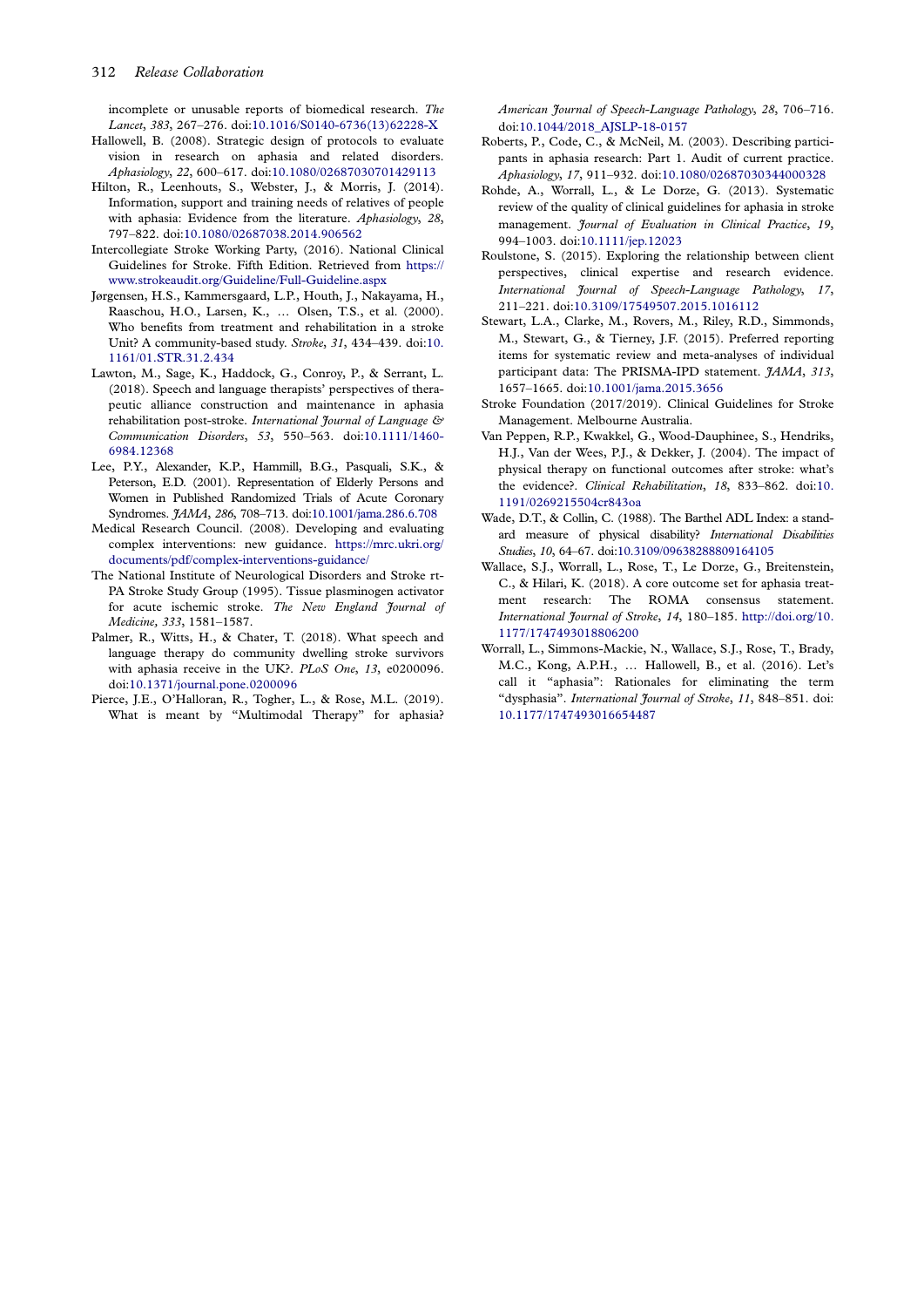incomplete or unusable reports of biomedical research. *The Lancet*, *383*, 267–276. doi:10.1016/S0140-6736(13)62228-X

Hallowell, B. (2008). Strategic design of protocols to evaluate vision in research on aphasia and related disorders. *Aphasiology*, *22*, 600–617. doi:10.1080/02687030701429113

Hilton, R., Leenhouts, S., Webster, J., & Morris, J. (2014). Information, support and training needs of relatives of people with aphasia: Evidence from the literature. *Aphasiology*, *28*, 797–822. doi:10.1080/02687038.2014.906562

Intercollegiate Stroke Working Party, (2016). National Clinical Guidelines for Stroke. Fifth Edition. Retrieved from https://www.strokeaudit.org/Guideline/Full-Guideline.aspx

Jørgensen, H.S., Kammersgaard, L.P., Houth, J., Nakayama, H., Raaschou, H.O., Larsen, K., … Olsen, T.S., et al. (2000). Who benefits from treatment and rehabilitation in a stroke Unit? A community-based study. *Stroke*, *31*, 434–439. doi:10.1161/01.STR.31.2.434

Lawton, M., Sage, K., Haddock, G., Conroy, P., & Serrant, L. (2018). Speech and language therapists' perspectives of therapeutic alliance construction and maintenance in aphasia rehabilitation post-stroke. *International Journal of Language & Communication Disorders*, *53*, 550–563. doi:10.1111/1460-6984.12368

Lee, P.Y., Alexander, K.P., Hammill, B.G., Pasquali, S.K., & Peterson, E.D. (2001). Representation of Elderly Persons and Women in Published Randomized Trials of Acute Coronary Syndromes. *JAMA*, *286*, 708–713. doi:10.1001/jama.286.6.708

Medical Research Council. (2008). Developing and evaluating complex interventions: new guidance. https://mrc.ukri.org/documents/pdf/complex-interventions-guidance/

The National Institute of Neurological Disorders and Stroke rt-PA Stroke Study Group (1995). Tissue plasminogen activator for acute ischemic stroke. *The New England Journal of Medicine, 333*, 1581–1587.

Palmer, R., Witts, H., & Chater, T. (2018). What speech and language therapy do community dwelling stroke survivors with aphasia receive in the UK?. *PLoS One*, *13*, e0200096. doi:10.1371/journal.pone.0200096

Pierce, J.E., O'Halloran, R., Togher, L., & Rose, M.L. (2019). What is meant by "Multimodal Therapy" for aphasia? *American Journal of Speech-Language Pathology*, *28*, 706–716. doi:10.1044/2018_AJSLP-18-0157

Roberts, P., Code, C., & McNeil, M. (2003). Describing participants in aphasia research: Part 1. Audit of current practice. *Aphasiology*, *17*, 911–932. doi:10.1080/02687030344000328

Rohde, A., Worrall, L., & Le Dorze, G. (2013). Systematic review of the quality of clinical guidelines for aphasia in stroke management. *Journal of Evaluation in Clinical Practice*, *19*, 994–1003. doi:10.1111/jep.12023

Roulstone, S. (2015). Exploring the relationship between client perspectives, clinical expertise and research evidence. *International Journal of Speech-Language Pathology*, *17*, 211–221. doi:10.3109/17549507.2015.1016112

Stewart, L.A., Clarke, M., Rovers, M., Riley, R.D., Simmonds, M., Stewart, G., & Tierney, J.F. (2015). Preferred reporting items for systematic review and meta-analyses of individual participant data: The PRISMA-IPD statement. *JAMA*, *313*, 1657–1665. doi:10.1001/jama.2015.3656

Stroke Foundation (2017/2019). Clinical Guidelines for Stroke Management. Melbourne Australia.

Van Peppen, R.P., Kwakkel, G., Wood-Dauphinee, S., Hendriks, H.J., Van der Wees, P.J., & Dekker, J. (2004). The impact of physical therapy on functional outcomes after stroke: what's the evidence?. *Clinical Rehabilitation*, *18*, 833–862. doi:10.1191/0269215504cr843oa

Wade, D.T., & Collin, C. (1988). The Barthel ADL Index: a standard measure of physical disability? *International Disabilities Studies*, *10*, 64–67. doi:10.3109/09638288809164105

Wallace, S.J., Worrall, L., Rose, T., Le Dorze, G., Breitenstein, C., & Hilari, K. (2018). A core outcome set for aphasia treatment research: The ROMA consensus statement. *International Journal of Stroke*, *14*, 180–185. http://doi.org/10.1177/1747493018806200

Worrall, L., Simmons-Mackie, N., Wallace, S.J., Rose, T., Brady, M.C., Kong, A.P.H., … Hallowell, B., et al. (2016). Let's call it "aphasia": Rationales for eliminating the term "dysphasia". *International Journal of Stroke*, *11*, 848–851. doi:10.1177/1747493016654487